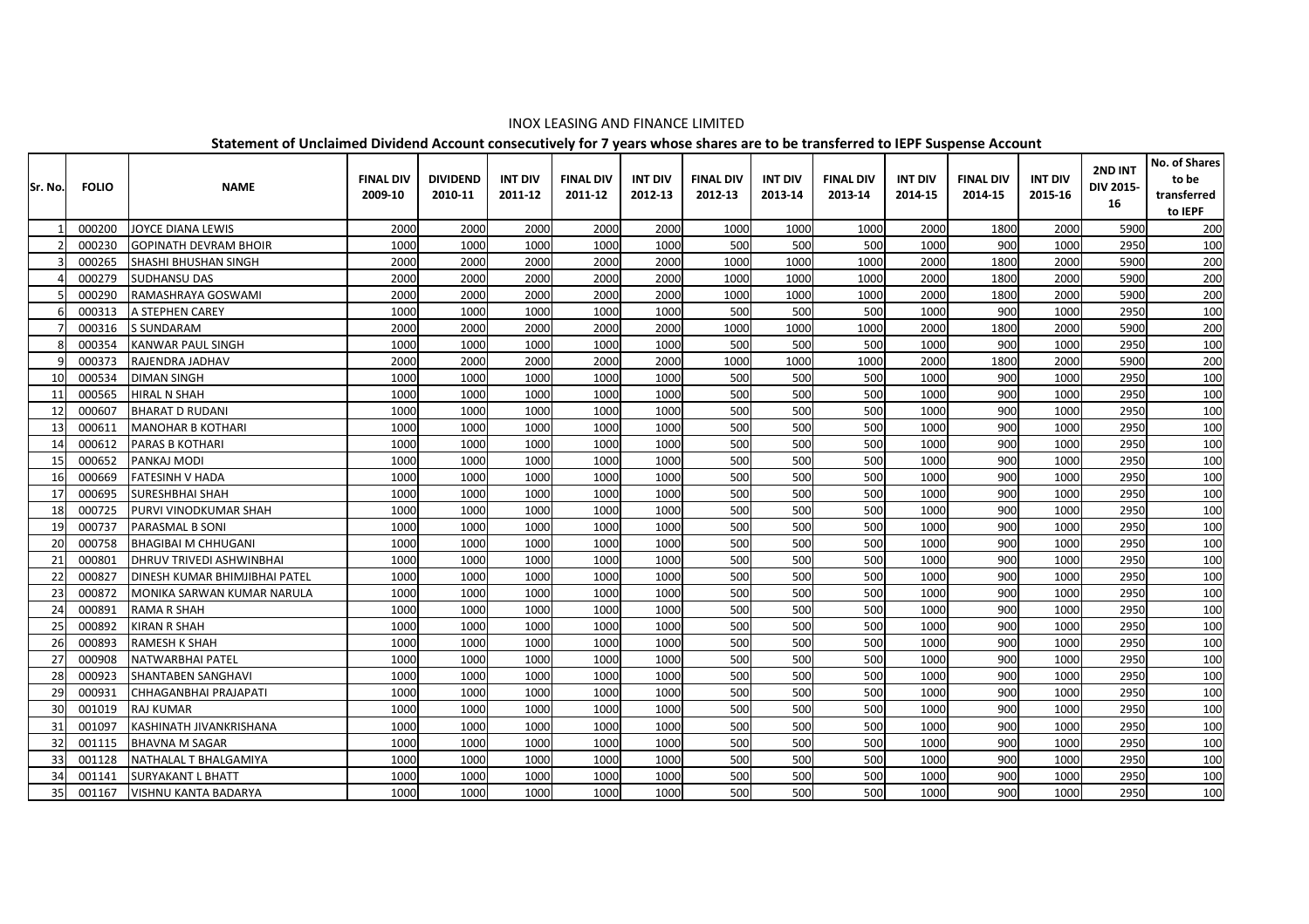# INOX LEASING AND FINANCE LIMITED

## Statement of Unclaimed Dividend Account consecutively for 7 years whose shares are to be transferred to IEPF Suspense Account

| Sr. No. | FOLIO | NAME | FINAL DIV 2009-10 | DIVIDEND 2010-11 | INT DIV 2011-12 | FINAL DIV 2011-12 | INT DIV 2012-13 | FINAL DIV 2012-13 | INT DIV 2013-14 | FINAL DIV 2013-14 | INT DIV 2014-15 | FINAL DIV 2014-15 | INT DIV 2015-16 | 2ND INT DIV 2015-16 | No. of Shares to be transferred to IEPF |
|---|---|---|---|---|---|---|---|---|---|---|---|---|---|---|---|
| 1 | 000200 | JOYCE DIANA LEWIS | 2000 | 2000 | 2000 | 2000 | 2000 | 1000 | 1000 | 1000 | 2000 | 1800 | 2000 | 5900 | 200 |
| 2 | 000230 | GOPINATH DEVRAM BHOIR | 1000 | 1000 | 1000 | 1000 | 1000 | 500 | 500 | 500 | 1000 | 900 | 1000 | 2950 | 100 |
| 3 | 000265 | SHASHI BHUSHAN SINGH | 2000 | 2000 | 2000 | 2000 | 2000 | 1000 | 1000 | 1000 | 2000 | 1800 | 2000 | 5900 | 200 |
| 4 | 000279 | SUDHANSU DAS | 2000 | 2000 | 2000 | 2000 | 2000 | 1000 | 1000 | 1000 | 2000 | 1800 | 2000 | 5900 | 200 |
| 5 | 000290 | RAMASHRAYA GOSWAMI | 2000 | 2000 | 2000 | 2000 | 2000 | 1000 | 1000 | 1000 | 2000 | 1800 | 2000 | 5900 | 200 |
| 6 | 000313 | A STEPHEN CAREY | 1000 | 1000 | 1000 | 1000 | 1000 | 500 | 500 | 500 | 1000 | 900 | 1000 | 2950 | 100 |
| 7 | 000316 | S SUNDARAM | 2000 | 2000 | 2000 | 2000 | 2000 | 1000 | 1000 | 1000 | 2000 | 1800 | 2000 | 5900 | 200 |
| 8 | 000354 | KANWAR PAUL SINGH | 1000 | 1000 | 1000 | 1000 | 1000 | 500 | 500 | 500 | 1000 | 900 | 1000 | 2950 | 100 |
| 9 | 000373 | RAJENDRA JADHAV | 2000 | 2000 | 2000 | 2000 | 2000 | 1000 | 1000 | 1000 | 2000 | 1800 | 2000 | 5900 | 200 |
| 10 | 000534 | DIMAN SINGH | 1000 | 1000 | 1000 | 1000 | 1000 | 500 | 500 | 500 | 1000 | 900 | 1000 | 2950 | 100 |
| 11 | 000565 | HIRAL N SHAH | 1000 | 1000 | 1000 | 1000 | 1000 | 500 | 500 | 500 | 1000 | 900 | 1000 | 2950 | 100 |
| 12 | 000607 | BHARAT D RUDANI | 1000 | 1000 | 1000 | 1000 | 1000 | 500 | 500 | 500 | 1000 | 900 | 1000 | 2950 | 100 |
| 13 | 000611 | MANOHAR B KOTHARI | 1000 | 1000 | 1000 | 1000 | 1000 | 500 | 500 | 500 | 1000 | 900 | 1000 | 2950 | 100 |
| 14 | 000612 | PARAS B KOTHARI | 1000 | 1000 | 1000 | 1000 | 1000 | 500 | 500 | 500 | 1000 | 900 | 1000 | 2950 | 100 |
| 15 | 000652 | PANKAJ MODI | 1000 | 1000 | 1000 | 1000 | 1000 | 500 | 500 | 500 | 1000 | 900 | 1000 | 2950 | 100 |
| 16 | 000669 | FATESINH V HADA | 1000 | 1000 | 1000 | 1000 | 1000 | 500 | 500 | 500 | 1000 | 900 | 1000 | 2950 | 100 |
| 17 | 000695 | SURESHBHAI SHAH | 1000 | 1000 | 1000 | 1000 | 1000 | 500 | 500 | 500 | 1000 | 900 | 1000 | 2950 | 100 |
| 18 | 000725 | PURVI VINODKUMAR SHAH | 1000 | 1000 | 1000 | 1000 | 1000 | 500 | 500 | 500 | 1000 | 900 | 1000 | 2950 | 100 |
| 19 | 000737 | PARASMAL B SONI | 1000 | 1000 | 1000 | 1000 | 1000 | 500 | 500 | 500 | 1000 | 900 | 1000 | 2950 | 100 |
| 20 | 000758 | BHAGIBAI M CHHUGANI | 1000 | 1000 | 1000 | 1000 | 1000 | 500 | 500 | 500 | 1000 | 900 | 1000 | 2950 | 100 |
| 21 | 000801 | DHRUV TRIVEDI ASHWINBHAI | 1000 | 1000 | 1000 | 1000 | 1000 | 500 | 500 | 500 | 1000 | 900 | 1000 | 2950 | 100 |
| 22 | 000827 | DINESH KUMAR BHIMJIBHAI PATEL | 1000 | 1000 | 1000 | 1000 | 1000 | 500 | 500 | 500 | 1000 | 900 | 1000 | 2950 | 100 |
| 23 | 000872 | MONIKA SARWAN KUMAR NARULA | 1000 | 1000 | 1000 | 1000 | 1000 | 500 | 500 | 500 | 1000 | 900 | 1000 | 2950 | 100 |
| 24 | 000891 | RAMA R SHAH | 1000 | 1000 | 1000 | 1000 | 1000 | 500 | 500 | 500 | 1000 | 900 | 1000 | 2950 | 100 |
| 25 | 000892 | KIRAN R SHAH | 1000 | 1000 | 1000 | 1000 | 1000 | 500 | 500 | 500 | 1000 | 900 | 1000 | 2950 | 100 |
| 26 | 000893 | RAMESH K SHAH | 1000 | 1000 | 1000 | 1000 | 1000 | 500 | 500 | 500 | 1000 | 900 | 1000 | 2950 | 100 |
| 27 | 000908 | NATWARBHAI PATEL | 1000 | 1000 | 1000 | 1000 | 1000 | 500 | 500 | 500 | 1000 | 900 | 1000 | 2950 | 100 |
| 28 | 000923 | SHANTABEN SANGHAVI | 1000 | 1000 | 1000 | 1000 | 1000 | 500 | 500 | 500 | 1000 | 900 | 1000 | 2950 | 100 |
| 29 | 000931 | CHHAGANBHAI PRAJAPATI | 1000 | 1000 | 1000 | 1000 | 1000 | 500 | 500 | 500 | 1000 | 900 | 1000 | 2950 | 100 |
| 30 | 001019 | RAJ KUMAR | 1000 | 1000 | 1000 | 1000 | 1000 | 500 | 500 | 500 | 1000 | 900 | 1000 | 2950 | 100 |
| 31 | 001097 | KASHINATH JIVANKRISHANA | 1000 | 1000 | 1000 | 1000 | 1000 | 500 | 500 | 500 | 1000 | 900 | 1000 | 2950 | 100 |
| 32 | 001115 | BHAVNA M SAGAR | 1000 | 1000 | 1000 | 1000 | 1000 | 500 | 500 | 500 | 1000 | 900 | 1000 | 2950 | 100 |
| 33 | 001128 | NATHALAL T BHALGAMIYA | 1000 | 1000 | 1000 | 1000 | 1000 | 500 | 500 | 500 | 1000 | 900 | 1000 | 2950 | 100 |
| 34 | 001141 | SURYAKANT L BHATT | 1000 | 1000 | 1000 | 1000 | 1000 | 500 | 500 | 500 | 1000 | 900 | 1000 | 2950 | 100 |
| 35 | 001167 | VISHNU KANTA BADARYA | 1000 | 1000 | 1000 | 1000 | 1000 | 500 | 500 | 500 | 1000 | 900 | 1000 | 2950 | 100 |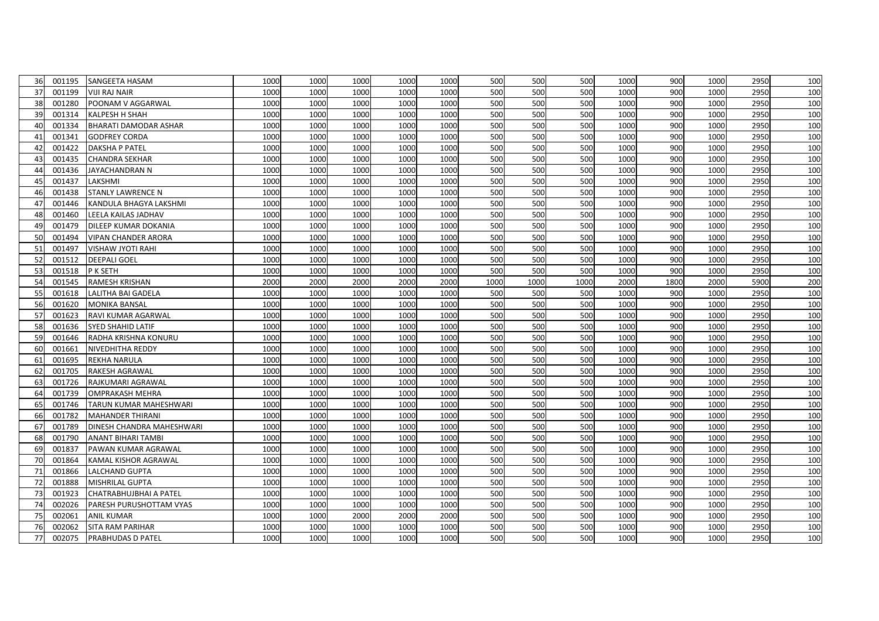|  |  |  |  |  |  |  |  |  |  |  |  |  |  |  |  |
|---|---|---|---|---|---|---|---|---|---|---|---|---|---|---|---|
| 36 | 001195 | SANGEETA HASAM | 1000 | 1000 | 1000 | 1000 | 1000 | 500 | 500 | 500 | 1000 | 900 | 1000 | 2950 | 100 |
| 37 | 001199 | VIJI RAJ NAIR | 1000 | 1000 | 1000 | 1000 | 1000 | 500 | 500 | 500 | 1000 | 900 | 1000 | 2950 | 100 |
| 38 | 001280 | POONAM V AGGARWAL | 1000 | 1000 | 1000 | 1000 | 1000 | 500 | 500 | 500 | 1000 | 900 | 1000 | 2950 | 100 |
| 39 | 001314 | KALPESH H SHAH | 1000 | 1000 | 1000 | 1000 | 1000 | 500 | 500 | 500 | 1000 | 900 | 1000 | 2950 | 100 |
| 40 | 001334 | BHARATI DAMODAR ASHAR | 1000 | 1000 | 1000 | 1000 | 1000 | 500 | 500 | 500 | 1000 | 900 | 1000 | 2950 | 100 |
| 41 | 001341 | GODFREY CORDA | 1000 | 1000 | 1000 | 1000 | 1000 | 500 | 500 | 500 | 1000 | 900 | 1000 | 2950 | 100 |
| 42 | 001422 | DAKSHA P PATEL | 1000 | 1000 | 1000 | 1000 | 1000 | 500 | 500 | 500 | 1000 | 900 | 1000 | 2950 | 100 |
| 43 | 001435 | CHANDRA SEKHAR | 1000 | 1000 | 1000 | 1000 | 1000 | 500 | 500 | 500 | 1000 | 900 | 1000 | 2950 | 100 |
| 44 | 001436 | JAYACHANDRAN N | 1000 | 1000 | 1000 | 1000 | 1000 | 500 | 500 | 500 | 1000 | 900 | 1000 | 2950 | 100 |
| 45 | 001437 | LAKSHMI | 1000 | 1000 | 1000 | 1000 | 1000 | 500 | 500 | 500 | 1000 | 900 | 1000 | 2950 | 100 |
| 46 | 001438 | STANLY LAWRENCE N | 1000 | 1000 | 1000 | 1000 | 1000 | 500 | 500 | 500 | 1000 | 900 | 1000 | 2950 | 100 |
| 47 | 001446 | KANDULA BHAGYA LAKSHMI | 1000 | 1000 | 1000 | 1000 | 1000 | 500 | 500 | 500 | 1000 | 900 | 1000 | 2950 | 100 |
| 48 | 001460 | LEELA KAILAS JADHAV | 1000 | 1000 | 1000 | 1000 | 1000 | 500 | 500 | 500 | 1000 | 900 | 1000 | 2950 | 100 |
| 49 | 001479 | DILEEP KUMAR DOKANIA | 1000 | 1000 | 1000 | 1000 | 1000 | 500 | 500 | 500 | 1000 | 900 | 1000 | 2950 | 100 |
| 50 | 001494 | VIPAN CHANDER ARORA | 1000 | 1000 | 1000 | 1000 | 1000 | 500 | 500 | 500 | 1000 | 900 | 1000 | 2950 | 100 |
| 51 | 001497 | VISHAW JYOTI RAHI | 1000 | 1000 | 1000 | 1000 | 1000 | 500 | 500 | 500 | 1000 | 900 | 1000 | 2950 | 100 |
| 52 | 001512 | DEEPALI GOEL | 1000 | 1000 | 1000 | 1000 | 1000 | 500 | 500 | 500 | 1000 | 900 | 1000 | 2950 | 100 |
| 53 | 001518 | P K SETH | 1000 | 1000 | 1000 | 1000 | 1000 | 500 | 500 | 500 | 1000 | 900 | 1000 | 2950 | 100 |
| 54 | 001545 | RAMESH KRISHAN | 2000 | 2000 | 2000 | 2000 | 2000 | 1000 | 1000 | 1000 | 2000 | 1800 | 2000 | 5900 | 200 |
| 55 | 001618 | LALITHA BAI GADELA | 1000 | 1000 | 1000 | 1000 | 1000 | 500 | 500 | 500 | 1000 | 900 | 1000 | 2950 | 100 |
| 56 | 001620 | MONIKA BANSAL | 1000 | 1000 | 1000 | 1000 | 1000 | 500 | 500 | 500 | 1000 | 900 | 1000 | 2950 | 100 |
| 57 | 001623 | RAVI KUMAR AGARWAL | 1000 | 1000 | 1000 | 1000 | 1000 | 500 | 500 | 500 | 1000 | 900 | 1000 | 2950 | 100 |
| 58 | 001636 | SYED SHAHID LATIF | 1000 | 1000 | 1000 | 1000 | 1000 | 500 | 500 | 500 | 1000 | 900 | 1000 | 2950 | 100 |
| 59 | 001646 | RADHA KRISHNA KONURU | 1000 | 1000 | 1000 | 1000 | 1000 | 500 | 500 | 500 | 1000 | 900 | 1000 | 2950 | 100 |
| 60 | 001661 | NIVEDHITHA REDDY | 1000 | 1000 | 1000 | 1000 | 1000 | 500 | 500 | 500 | 1000 | 900 | 1000 | 2950 | 100 |
| 61 | 001695 | REKHA NARULA | 1000 | 1000 | 1000 | 1000 | 1000 | 500 | 500 | 500 | 1000 | 900 | 1000 | 2950 | 100 |
| 62 | 001705 | RAKESH AGRAWAL | 1000 | 1000 | 1000 | 1000 | 1000 | 500 | 500 | 500 | 1000 | 900 | 1000 | 2950 | 100 |
| 63 | 001726 | RAJKUMARI AGRAWAL | 1000 | 1000 | 1000 | 1000 | 1000 | 500 | 500 | 500 | 1000 | 900 | 1000 | 2950 | 100 |
| 64 | 001739 | OMPRAKASH MEHRA | 1000 | 1000 | 1000 | 1000 | 1000 | 500 | 500 | 500 | 1000 | 900 | 1000 | 2950 | 100 |
| 65 | 001746 | TARUN KUMAR MAHESHWARI | 1000 | 1000 | 1000 | 1000 | 1000 | 500 | 500 | 500 | 1000 | 900 | 1000 | 2950 | 100 |
| 66 | 001782 | MAHANDER THIRANI | 1000 | 1000 | 1000 | 1000 | 1000 | 500 | 500 | 500 | 1000 | 900 | 1000 | 2950 | 100 |
| 67 | 001789 | DINESH CHANDRA MAHESHWARI | 1000 | 1000 | 1000 | 1000 | 1000 | 500 | 500 | 500 | 1000 | 900 | 1000 | 2950 | 100 |
| 68 | 001790 | ANANT BIHARI TAMBI | 1000 | 1000 | 1000 | 1000 | 1000 | 500 | 500 | 500 | 1000 | 900 | 1000 | 2950 | 100 |
| 69 | 001837 | PAWAN KUMAR AGRAWAL | 1000 | 1000 | 1000 | 1000 | 1000 | 500 | 500 | 500 | 1000 | 900 | 1000 | 2950 | 100 |
| 70 | 001864 | KAMAL KISHOR AGRAWAL | 1000 | 1000 | 1000 | 1000 | 1000 | 500 | 500 | 500 | 1000 | 900 | 1000 | 2950 | 100 |
| 71 | 001866 | LALCHAND GUPTA | 1000 | 1000 | 1000 | 1000 | 1000 | 500 | 500 | 500 | 1000 | 900 | 1000 | 2950 | 100 |
| 72 | 001888 | MISHRILAL GUPTA | 1000 | 1000 | 1000 | 1000 | 1000 | 500 | 500 | 500 | 1000 | 900 | 1000 | 2950 | 100 |
| 73 | 001923 | CHATRABHUJBHAI A PATEL | 1000 | 1000 | 1000 | 1000 | 1000 | 500 | 500 | 500 | 1000 | 900 | 1000 | 2950 | 100 |
| 74 | 002026 | PARESH PURUSHOTTAM VYAS | 1000 | 1000 | 1000 | 1000 | 1000 | 500 | 500 | 500 | 1000 | 900 | 1000 | 2950 | 100 |
| 75 | 002061 | ANIL KUMAR | 1000 | 1000 | 2000 | 2000 | 2000 | 500 | 500 | 500 | 1000 | 900 | 1000 | 2950 | 100 |
| 76 | 002062 | SITA RAM PARIHAR | 1000 | 1000 | 1000 | 1000 | 1000 | 500 | 500 | 500 | 1000 | 900 | 1000 | 2950 | 100 |
| 77 | 002075 | PRABHUDAS D PATEL | 1000 | 1000 | 1000 | 1000 | 1000 | 500 | 500 | 500 | 1000 | 900 | 1000 | 2950 | 100 |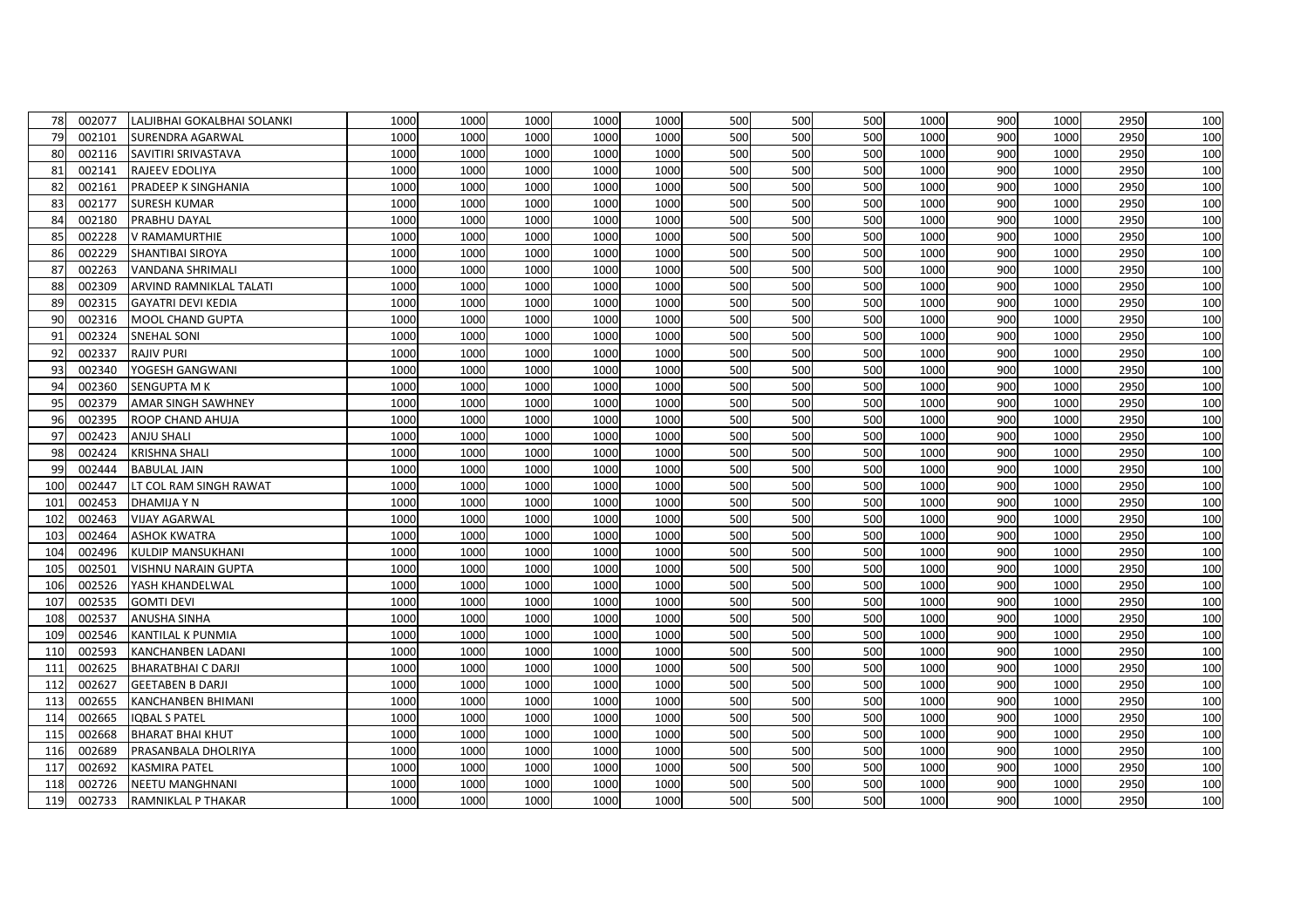| | | | | | | | | | | | | | | |
|---|---|---|---|---|---|---|---|---|---|---|---|---|---|---|
| 78 | 002077 | LALJIBHAI GOKALBHAI SOLANKI | 1000 | 1000 | 1000 | 1000 | 1000 | 500 | 500 | 500 | 1000 | 900 | 1000 | 2950 | 100 |
| 79 | 002101 | SURENDRA AGARWAL | 1000 | 1000 | 1000 | 1000 | 1000 | 500 | 500 | 500 | 1000 | 900 | 1000 | 2950 | 100 |
| 80 | 002116 | SAVITIRI SRIVASTAVA | 1000 | 1000 | 1000 | 1000 | 1000 | 500 | 500 | 500 | 1000 | 900 | 1000 | 2950 | 100 |
| 81 | 002141 | RAJEEV EDOLIYA | 1000 | 1000 | 1000 | 1000 | 1000 | 500 | 500 | 500 | 1000 | 900 | 1000 | 2950 | 100 |
| 82 | 002161 | PRADEEP K SINGHANIA | 1000 | 1000 | 1000 | 1000 | 1000 | 500 | 500 | 500 | 1000 | 900 | 1000 | 2950 | 100 |
| 83 | 002177 | SURESH KUMAR | 1000 | 1000 | 1000 | 1000 | 1000 | 500 | 500 | 500 | 1000 | 900 | 1000 | 2950 | 100 |
| 84 | 002180 | PRABHU DAYAL | 1000 | 1000 | 1000 | 1000 | 1000 | 500 | 500 | 500 | 1000 | 900 | 1000 | 2950 | 100 |
| 85 | 002228 | V RAMAMURTHIE | 1000 | 1000 | 1000 | 1000 | 1000 | 500 | 500 | 500 | 1000 | 900 | 1000 | 2950 | 100 |
| 86 | 002229 | SHANTIBAI SIROYA | 1000 | 1000 | 1000 | 1000 | 1000 | 500 | 500 | 500 | 1000 | 900 | 1000 | 2950 | 100 |
| 87 | 002263 | VANDANA SHRIMALI | 1000 | 1000 | 1000 | 1000 | 1000 | 500 | 500 | 500 | 1000 | 900 | 1000 | 2950 | 100 |
| 88 | 002309 | ARVIND RAMNIKLAL TALATI | 1000 | 1000 | 1000 | 1000 | 1000 | 500 | 500 | 500 | 1000 | 900 | 1000 | 2950 | 100 |
| 89 | 002315 | GAYATRI DEVI KEDIA | 1000 | 1000 | 1000 | 1000 | 1000 | 500 | 500 | 500 | 1000 | 900 | 1000 | 2950 | 100 |
| 90 | 002316 | MOOL CHAND GUPTA | 1000 | 1000 | 1000 | 1000 | 1000 | 500 | 500 | 500 | 1000 | 900 | 1000 | 2950 | 100 |
| 91 | 002324 | SNEHAL SONI | 1000 | 1000 | 1000 | 1000 | 1000 | 500 | 500 | 500 | 1000 | 900 | 1000 | 2950 | 100 |
| 92 | 002337 | RAJIV PURI | 1000 | 1000 | 1000 | 1000 | 1000 | 500 | 500 | 500 | 1000 | 900 | 1000 | 2950 | 100 |
| 93 | 002340 | YOGESH GANGWANI | 1000 | 1000 | 1000 | 1000 | 1000 | 500 | 500 | 500 | 1000 | 900 | 1000 | 2950 | 100 |
| 94 | 002360 | SENGUPTA M K | 1000 | 1000 | 1000 | 1000 | 1000 | 500 | 500 | 500 | 1000 | 900 | 1000 | 2950 | 100 |
| 95 | 002379 | AMAR SINGH SAWHNEY | 1000 | 1000 | 1000 | 1000 | 1000 | 500 | 500 | 500 | 1000 | 900 | 1000 | 2950 | 100 |
| 96 | 002395 | ROOP CHAND AHUJA | 1000 | 1000 | 1000 | 1000 | 1000 | 500 | 500 | 500 | 1000 | 900 | 1000 | 2950 | 100 |
| 97 | 002423 | ANJU SHALI | 1000 | 1000 | 1000 | 1000 | 1000 | 500 | 500 | 500 | 1000 | 900 | 1000 | 2950 | 100 |
| 98 | 002424 | KRISHNA SHALI | 1000 | 1000 | 1000 | 1000 | 1000 | 500 | 500 | 500 | 1000 | 900 | 1000 | 2950 | 100 |
| 99 | 002444 | BABULAL JAIN | 1000 | 1000 | 1000 | 1000 | 1000 | 500 | 500 | 500 | 1000 | 900 | 1000 | 2950 | 100 |
| 100 | 002447 | LT COL RAM SINGH RAWAT | 1000 | 1000 | 1000 | 1000 | 1000 | 500 | 500 | 500 | 1000 | 900 | 1000 | 2950 | 100 |
| 101 | 002453 | DHAMIJA Y N | 1000 | 1000 | 1000 | 1000 | 1000 | 500 | 500 | 500 | 1000 | 900 | 1000 | 2950 | 100 |
| 102 | 002463 | VIJAY AGARWAL | 1000 | 1000 | 1000 | 1000 | 1000 | 500 | 500 | 500 | 1000 | 900 | 1000 | 2950 | 100 |
| 103 | 002464 | ASHOK KWATRA | 1000 | 1000 | 1000 | 1000 | 1000 | 500 | 500 | 500 | 1000 | 900 | 1000 | 2950 | 100 |
| 104 | 002496 | KULDIP MANSUKHANI | 1000 | 1000 | 1000 | 1000 | 1000 | 500 | 500 | 500 | 1000 | 900 | 1000 | 2950 | 100 |
| 105 | 002501 | VISHNU NARAIN GUPTA | 1000 | 1000 | 1000 | 1000 | 1000 | 500 | 500 | 500 | 1000 | 900 | 1000 | 2950 | 100 |
| 106 | 002526 | YASH KHANDELWAL | 1000 | 1000 | 1000 | 1000 | 1000 | 500 | 500 | 500 | 1000 | 900 | 1000 | 2950 | 100 |
| 107 | 002535 | GOMTI DEVI | 1000 | 1000 | 1000 | 1000 | 1000 | 500 | 500 | 500 | 1000 | 900 | 1000 | 2950 | 100 |
| 108 | 002537 | ANUSHA SINHA | 1000 | 1000 | 1000 | 1000 | 1000 | 500 | 500 | 500 | 1000 | 900 | 1000 | 2950 | 100 |
| 109 | 002546 | KANTILAL K PUNMIA | 1000 | 1000 | 1000 | 1000 | 1000 | 500 | 500 | 500 | 1000 | 900 | 1000 | 2950 | 100 |
| 110 | 002593 | KANCHANBEN LADANI | 1000 | 1000 | 1000 | 1000 | 1000 | 500 | 500 | 500 | 1000 | 900 | 1000 | 2950 | 100 |
| 111 | 002625 | BHARATBHAI C DARJI | 1000 | 1000 | 1000 | 1000 | 1000 | 500 | 500 | 500 | 1000 | 900 | 1000 | 2950 | 100 |
| 112 | 002627 | GEETABEN B DARJI | 1000 | 1000 | 1000 | 1000 | 1000 | 500 | 500 | 500 | 1000 | 900 | 1000 | 2950 | 100 |
| 113 | 002655 | KANCHANBEN BHIMANI | 1000 | 1000 | 1000 | 1000 | 1000 | 500 | 500 | 500 | 1000 | 900 | 1000 | 2950 | 100 |
| 114 | 002665 | IQBAL S PATEL | 1000 | 1000 | 1000 | 1000 | 1000 | 500 | 500 | 500 | 1000 | 900 | 1000 | 2950 | 100 |
| 115 | 002668 | BHARAT BHAI KHUT | 1000 | 1000 | 1000 | 1000 | 1000 | 500 | 500 | 500 | 1000 | 900 | 1000 | 2950 | 100 |
| 116 | 002689 | PRASANBALA DHOLRIYA | 1000 | 1000 | 1000 | 1000 | 1000 | 500 | 500 | 500 | 1000 | 900 | 1000 | 2950 | 100 |
| 117 | 002692 | KASMIRA PATEL | 1000 | 1000 | 1000 | 1000 | 1000 | 500 | 500 | 500 | 1000 | 900 | 1000 | 2950 | 100 |
| 118 | 002726 | NEETU MANGHNANI | 1000 | 1000 | 1000 | 1000 | 1000 | 500 | 500 | 500 | 1000 | 900 | 1000 | 2950 | 100 |
| 119 | 002733 | RAMNIKLAL P THAKAR | 1000 | 1000 | 1000 | 1000 | 1000 | 500 | 500 | 500 | 1000 | 900 | 1000 | 2950 | 100 |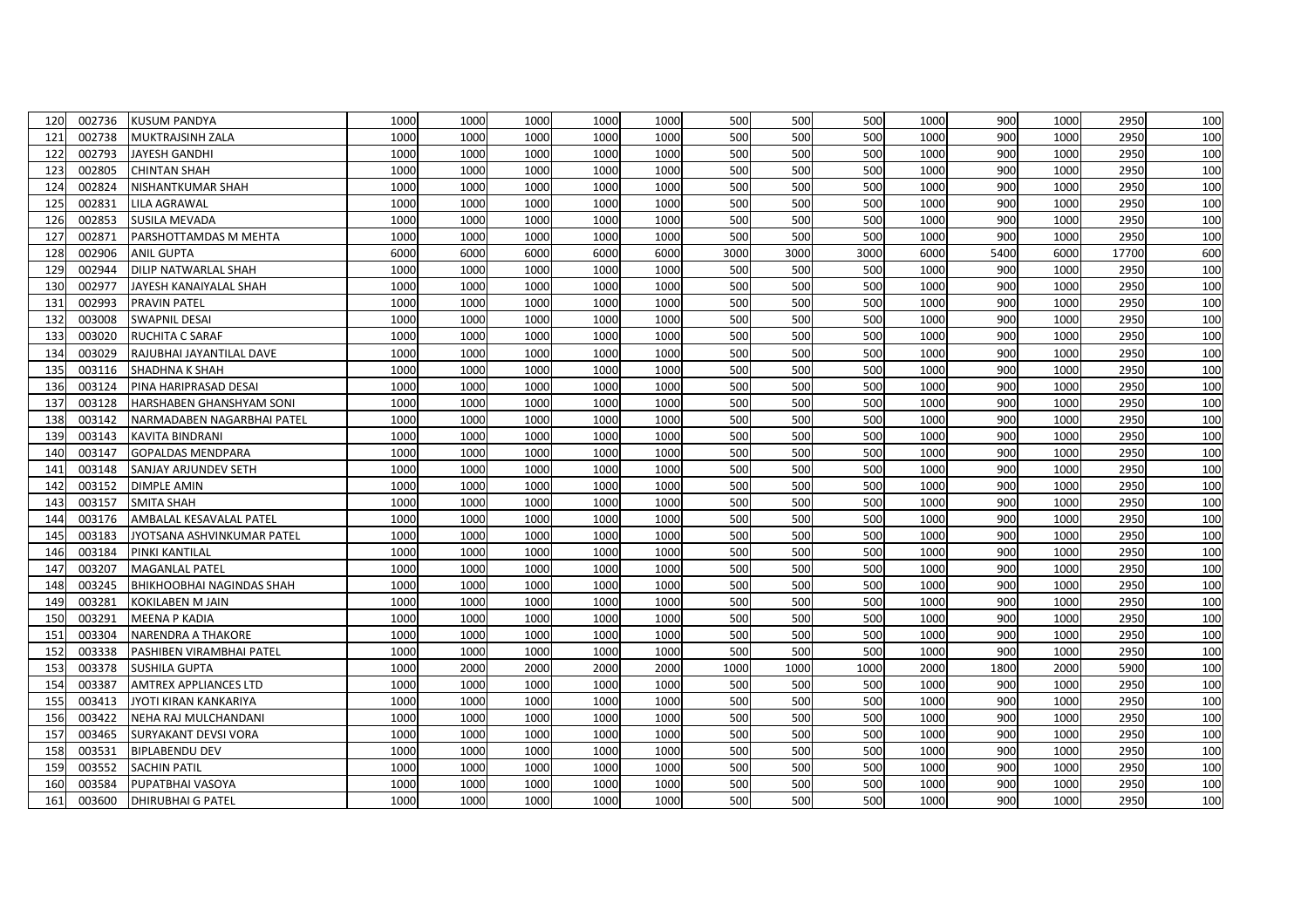| | | | | | | | | | | | | | | |
|---|---|---|---|---|---|---|---|---|---|---|---|---|---|---|
| 120 | 002736 | KUSUM PANDYA | 1000 | 1000 | 1000 | 1000 | 1000 | 500 | 500 | 500 | 1000 | 900 | 1000 | 2950 | 100 |
| 121 | 002738 | MUKTRAJSINH ZALA | 1000 | 1000 | 1000 | 1000 | 1000 | 500 | 500 | 500 | 1000 | 900 | 1000 | 2950 | 100 |
| 122 | 002793 | JAYESH GANDHI | 1000 | 1000 | 1000 | 1000 | 1000 | 500 | 500 | 500 | 1000 | 900 | 1000 | 2950 | 100 |
| 123 | 002805 | CHINTAN SHAH | 1000 | 1000 | 1000 | 1000 | 1000 | 500 | 500 | 500 | 1000 | 900 | 1000 | 2950 | 100 |
| 124 | 002824 | NISHANTKUMAR SHAH | 1000 | 1000 | 1000 | 1000 | 1000 | 500 | 500 | 500 | 1000 | 900 | 1000 | 2950 | 100 |
| 125 | 002831 | LILA AGRAWAL | 1000 | 1000 | 1000 | 1000 | 1000 | 500 | 500 | 500 | 1000 | 900 | 1000 | 2950 | 100 |
| 126 | 002853 | SUSILA MEVADA | 1000 | 1000 | 1000 | 1000 | 1000 | 500 | 500 | 500 | 1000 | 900 | 1000 | 2950 | 100 |
| 127 | 002871 | PARSHOTTAMDAS M MEHTA | 1000 | 1000 | 1000 | 1000 | 1000 | 500 | 500 | 500 | 1000 | 900 | 1000 | 2950 | 100 |
| 128 | 002906 | ANIL GUPTA | 6000 | 6000 | 6000 | 6000 | 6000 | 3000 | 3000 | 3000 | 6000 | 5400 | 6000 | 17700 | 600 |
| 129 | 002944 | DILIP NATWARLAL SHAH | 1000 | 1000 | 1000 | 1000 | 1000 | 500 | 500 | 500 | 1000 | 900 | 1000 | 2950 | 100 |
| 130 | 002977 | JAYESH KANAIYALAL SHAH | 1000 | 1000 | 1000 | 1000 | 1000 | 500 | 500 | 500 | 1000 | 900 | 1000 | 2950 | 100 |
| 131 | 002993 | PRAVIN PATEL | 1000 | 1000 | 1000 | 1000 | 1000 | 500 | 500 | 500 | 1000 | 900 | 1000 | 2950 | 100 |
| 132 | 003008 | SWAPNIL DESAI | 1000 | 1000 | 1000 | 1000 | 1000 | 500 | 500 | 500 | 1000 | 900 | 1000 | 2950 | 100 |
| 133 | 003020 | RUCHITA C SARAF | 1000 | 1000 | 1000 | 1000 | 1000 | 500 | 500 | 500 | 1000 | 900 | 1000 | 2950 | 100 |
| 134 | 003029 | RAJUBHAI JAYANTILAL DAVE | 1000 | 1000 | 1000 | 1000 | 1000 | 500 | 500 | 500 | 1000 | 900 | 1000 | 2950 | 100 |
| 135 | 003116 | SHADHNA K SHAH | 1000 | 1000 | 1000 | 1000 | 1000 | 500 | 500 | 500 | 1000 | 900 | 1000 | 2950 | 100 |
| 136 | 003124 | PINA HARIPRASAD DESAI | 1000 | 1000 | 1000 | 1000 | 1000 | 500 | 500 | 500 | 1000 | 900 | 1000 | 2950 | 100 |
| 137 | 003128 | HARSHABEN GHANSHYAM SONI | 1000 | 1000 | 1000 | 1000 | 1000 | 500 | 500 | 500 | 1000 | 900 | 1000 | 2950 | 100 |
| 138 | 003142 | NARMADABEN NAGARBHAI PATEL | 1000 | 1000 | 1000 | 1000 | 1000 | 500 | 500 | 500 | 1000 | 900 | 1000 | 2950 | 100 |
| 139 | 003143 | KAVITA BINDRANI | 1000 | 1000 | 1000 | 1000 | 1000 | 500 | 500 | 500 | 1000 | 900 | 1000 | 2950 | 100 |
| 140 | 003147 | GOPALDAS MENDPARA | 1000 | 1000 | 1000 | 1000 | 1000 | 500 | 500 | 500 | 1000 | 900 | 1000 | 2950 | 100 |
| 141 | 003148 | SANJAY ARJUNDEV SETH | 1000 | 1000 | 1000 | 1000 | 1000 | 500 | 500 | 500 | 1000 | 900 | 1000 | 2950 | 100 |
| 142 | 003152 | DIMPLE AMIN | 1000 | 1000 | 1000 | 1000 | 1000 | 500 | 500 | 500 | 1000 | 900 | 1000 | 2950 | 100 |
| 143 | 003157 | SMITA SHAH | 1000 | 1000 | 1000 | 1000 | 1000 | 500 | 500 | 500 | 1000 | 900 | 1000 | 2950 | 100 |
| 144 | 003176 | AMBALAL KESAVALAL PATEL | 1000 | 1000 | 1000 | 1000 | 1000 | 500 | 500 | 500 | 1000 | 900 | 1000 | 2950 | 100 |
| 145 | 003183 | JYOTSANA ASHVINKUMAR PATEL | 1000 | 1000 | 1000 | 1000 | 1000 | 500 | 500 | 500 | 1000 | 900 | 1000 | 2950 | 100 |
| 146 | 003184 | PINKI KANTILAL | 1000 | 1000 | 1000 | 1000 | 1000 | 500 | 500 | 500 | 1000 | 900 | 1000 | 2950 | 100 |
| 147 | 003207 | MAGANLAL PATEL | 1000 | 1000 | 1000 | 1000 | 1000 | 500 | 500 | 500 | 1000 | 900 | 1000 | 2950 | 100 |
| 148 | 003245 | BHIKHOOBHAI NAGINDAS SHAH | 1000 | 1000 | 1000 | 1000 | 1000 | 500 | 500 | 500 | 1000 | 900 | 1000 | 2950 | 100 |
| 149 | 003281 | KOKILABEN M JAIN | 1000 | 1000 | 1000 | 1000 | 1000 | 500 | 500 | 500 | 1000 | 900 | 1000 | 2950 | 100 |
| 150 | 003291 | MEENA P KADIA | 1000 | 1000 | 1000 | 1000 | 1000 | 500 | 500 | 500 | 1000 | 900 | 1000 | 2950 | 100 |
| 151 | 003304 | NARENDRA A THAKORE | 1000 | 1000 | 1000 | 1000 | 1000 | 500 | 500 | 500 | 1000 | 900 | 1000 | 2950 | 100 |
| 152 | 003338 | PASHIBEN VIRAMBHAI PATEL | 1000 | 1000 | 1000 | 1000 | 1000 | 500 | 500 | 500 | 1000 | 900 | 1000 | 2950 | 100 |
| 153 | 003378 | SUSHILA GUPTA | 1000 | 2000 | 2000 | 2000 | 2000 | 1000 | 1000 | 1000 | 2000 | 1800 | 2000 | 5900 | 100 |
| 154 | 003387 | AMTREX APPLIANCES LTD | 1000 | 1000 | 1000 | 1000 | 1000 | 500 | 500 | 500 | 1000 | 900 | 1000 | 2950 | 100 |
| 155 | 003413 | JYOTI KIRAN KANKARIYA | 1000 | 1000 | 1000 | 1000 | 1000 | 500 | 500 | 500 | 1000 | 900 | 1000 | 2950 | 100 |
| 156 | 003422 | NEHA RAJ MULCHANDANI | 1000 | 1000 | 1000 | 1000 | 1000 | 500 | 500 | 500 | 1000 | 900 | 1000 | 2950 | 100 |
| 157 | 003465 | SURYAKANT DEVSI VORA | 1000 | 1000 | 1000 | 1000 | 1000 | 500 | 500 | 500 | 1000 | 900 | 1000 | 2950 | 100 |
| 158 | 003531 | BIPLABENDU DEV | 1000 | 1000 | 1000 | 1000 | 1000 | 500 | 500 | 500 | 1000 | 900 | 1000 | 2950 | 100 |
| 159 | 003552 | SACHIN PATIL | 1000 | 1000 | 1000 | 1000 | 1000 | 500 | 500 | 500 | 1000 | 900 | 1000 | 2950 | 100 |
| 160 | 003584 | PUPATBHAI VASOYA | 1000 | 1000 | 1000 | 1000 | 1000 | 500 | 500 | 500 | 1000 | 900 | 1000 | 2950 | 100 |
| 161 | 003600 | DHIRUBHAI G PATEL | 1000 | 1000 | 1000 | 1000 | 1000 | 500 | 500 | 500 | 1000 | 900 | 1000 | 2950 | 100 |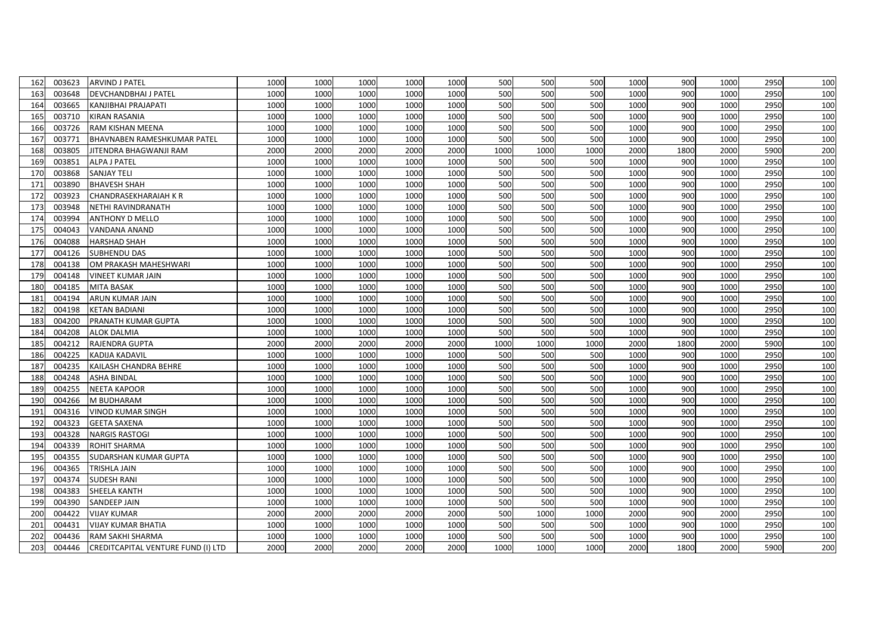| | | | | | | | | | | | | | | |
|---|---|---|---|---|---|---|---|---|---|---|---|---|---|---|
| 162 | 003623 | ARVIND J PATEL | 1000 | 1000 | 1000 | 1000 | 1000 | 500 | 500 | 500 | 1000 | 900 | 1000 | 2950 | 100 |
| 163 | 003648 | DEVCHANDBHAI J PATEL | 1000 | 1000 | 1000 | 1000 | 1000 | 500 | 500 | 500 | 1000 | 900 | 1000 | 2950 | 100 |
| 164 | 003665 | KANJIBHAI PRAJAPATI | 1000 | 1000 | 1000 | 1000 | 1000 | 500 | 500 | 500 | 1000 | 900 | 1000 | 2950 | 100 |
| 165 | 003710 | KIRAN RASANIA | 1000 | 1000 | 1000 | 1000 | 1000 | 500 | 500 | 500 | 1000 | 900 | 1000 | 2950 | 100 |
| 166 | 003726 | RAM KISHAN MEENA | 1000 | 1000 | 1000 | 1000 | 1000 | 500 | 500 | 500 | 1000 | 900 | 1000 | 2950 | 100 |
| 167 | 003771 | BHAVNABEN RAMESHKUMAR PATEL | 1000 | 1000 | 1000 | 1000 | 1000 | 500 | 500 | 500 | 1000 | 900 | 1000 | 2950 | 100 |
| 168 | 003805 | JITENDRA BHAGWANJI RAM | 2000 | 2000 | 2000 | 2000 | 2000 | 1000 | 1000 | 1000 | 2000 | 1800 | 2000 | 5900 | 200 |
| 169 | 003851 | ALPA J PATEL | 1000 | 1000 | 1000 | 1000 | 1000 | 500 | 500 | 500 | 1000 | 900 | 1000 | 2950 | 100 |
| 170 | 003868 | SANJAY TELI | 1000 | 1000 | 1000 | 1000 | 1000 | 500 | 500 | 500 | 1000 | 900 | 1000 | 2950 | 100 |
| 171 | 003890 | BHAVESH SHAH | 1000 | 1000 | 1000 | 1000 | 1000 | 500 | 500 | 500 | 1000 | 900 | 1000 | 2950 | 100 |
| 172 | 003923 | CHANDRASEKHARAIAH K R | 1000 | 1000 | 1000 | 1000 | 1000 | 500 | 500 | 500 | 1000 | 900 | 1000 | 2950 | 100 |
| 173 | 003948 | NETHI RAVINDRANATH | 1000 | 1000 | 1000 | 1000 | 1000 | 500 | 500 | 500 | 1000 | 900 | 1000 | 2950 | 100 |
| 174 | 003994 | ANTHONY D MELLO | 1000 | 1000 | 1000 | 1000 | 1000 | 500 | 500 | 500 | 1000 | 900 | 1000 | 2950 | 100 |
| 175 | 004043 | VANDANA ANAND | 1000 | 1000 | 1000 | 1000 | 1000 | 500 | 500 | 500 | 1000 | 900 | 1000 | 2950 | 100 |
| 176 | 004088 | HARSHAD SHAH | 1000 | 1000 | 1000 | 1000 | 1000 | 500 | 500 | 500 | 1000 | 900 | 1000 | 2950 | 100 |
| 177 | 004126 | SUBHENDU DAS | 1000 | 1000 | 1000 | 1000 | 1000 | 500 | 500 | 500 | 1000 | 900 | 1000 | 2950 | 100 |
| 178 | 004138 | OM PRAKASH MAHESHWARI | 1000 | 1000 | 1000 | 1000 | 1000 | 500 | 500 | 500 | 1000 | 900 | 1000 | 2950 | 100 |
| 179 | 004148 | VINEET KUMAR JAIN | 1000 | 1000 | 1000 | 1000 | 1000 | 500 | 500 | 500 | 1000 | 900 | 1000 | 2950 | 100 |
| 180 | 004185 | MITA BASAK | 1000 | 1000 | 1000 | 1000 | 1000 | 500 | 500 | 500 | 1000 | 900 | 1000 | 2950 | 100 |
| 181 | 004194 | ARUN KUMAR JAIN | 1000 | 1000 | 1000 | 1000 | 1000 | 500 | 500 | 500 | 1000 | 900 | 1000 | 2950 | 100 |
| 182 | 004198 | KETAN BADIANI | 1000 | 1000 | 1000 | 1000 | 1000 | 500 | 500 | 500 | 1000 | 900 | 1000 | 2950 | 100 |
| 183 | 004200 | PRANATH KUMAR GUPTA | 1000 | 1000 | 1000 | 1000 | 1000 | 500 | 500 | 500 | 1000 | 900 | 1000 | 2950 | 100 |
| 184 | 004208 | ALOK DALMIA | 1000 | 1000 | 1000 | 1000 | 1000 | 500 | 500 | 500 | 1000 | 900 | 1000 | 2950 | 100 |
| 185 | 004212 | RAJENDRA GUPTA | 2000 | 2000 | 2000 | 2000 | 2000 | 1000 | 1000 | 1000 | 2000 | 1800 | 2000 | 5900 | 100 |
| 186 | 004225 | KADIJA KADAVIL | 1000 | 1000 | 1000 | 1000 | 1000 | 500 | 500 | 500 | 1000 | 900 | 1000 | 2950 | 100 |
| 187 | 004235 | KAILASH CHANDRA BEHRE | 1000 | 1000 | 1000 | 1000 | 1000 | 500 | 500 | 500 | 1000 | 900 | 1000 | 2950 | 100 |
| 188 | 004248 | ASHA BINDAL | 1000 | 1000 | 1000 | 1000 | 1000 | 500 | 500 | 500 | 1000 | 900 | 1000 | 2950 | 100 |
| 189 | 004255 | NEETA KAPOOR | 1000 | 1000 | 1000 | 1000 | 1000 | 500 | 500 | 500 | 1000 | 900 | 1000 | 2950 | 100 |
| 190 | 004266 | M BUDHARAM | 1000 | 1000 | 1000 | 1000 | 1000 | 500 | 500 | 500 | 1000 | 900 | 1000 | 2950 | 100 |
| 191 | 004316 | VINOD KUMAR SINGH | 1000 | 1000 | 1000 | 1000 | 1000 | 500 | 500 | 500 | 1000 | 900 | 1000 | 2950 | 100 |
| 192 | 004323 | GEETA SAXENA | 1000 | 1000 | 1000 | 1000 | 1000 | 500 | 500 | 500 | 1000 | 900 | 1000 | 2950 | 100 |
| 193 | 004328 | NARGIS RASTOGI | 1000 | 1000 | 1000 | 1000 | 1000 | 500 | 500 | 500 | 1000 | 900 | 1000 | 2950 | 100 |
| 194 | 004339 | ROHIT SHARMA | 1000 | 1000 | 1000 | 1000 | 1000 | 500 | 500 | 500 | 1000 | 900 | 1000 | 2950 | 100 |
| 195 | 004355 | SUDARSHAN KUMAR GUPTA | 1000 | 1000 | 1000 | 1000 | 1000 | 500 | 500 | 500 | 1000 | 900 | 1000 | 2950 | 100 |
| 196 | 004365 | TRISHLA JAIN | 1000 | 1000 | 1000 | 1000 | 1000 | 500 | 500 | 500 | 1000 | 900 | 1000 | 2950 | 100 |
| 197 | 004374 | SUDESH RANI | 1000 | 1000 | 1000 | 1000 | 1000 | 500 | 500 | 500 | 1000 | 900 | 1000 | 2950 | 100 |
| 198 | 004383 | SHEELA KANTH | 1000 | 1000 | 1000 | 1000 | 1000 | 500 | 500 | 500 | 1000 | 900 | 1000 | 2950 | 100 |
| 199 | 004390 | SANDEEP JAIN | 1000 | 1000 | 1000 | 1000 | 1000 | 500 | 500 | 500 | 1000 | 900 | 1000 | 2950 | 100 |
| 200 | 004422 | VIJAY KUMAR | 2000 | 2000 | 2000 | 2000 | 2000 | 500 | 1000 | 1000 | 2000 | 900 | 2000 | 2950 | 100 |
| 201 | 004431 | VIJAY KUMAR BHATIA | 1000 | 1000 | 1000 | 1000 | 1000 | 500 | 500 | 500 | 1000 | 900 | 1000 | 2950 | 100 |
| 202 | 004436 | RAM SAKHI SHARMA | 1000 | 1000 | 1000 | 1000 | 1000 | 500 | 500 | 500 | 1000 | 900 | 1000 | 2950 | 100 |
| 203 | 004446 | CREDITCAPITAL VENTURE FUND (I) LTD | 2000 | 2000 | 2000 | 2000 | 2000 | 1000 | 1000 | 1000 | 2000 | 1800 | 2000 | 5900 | 200 |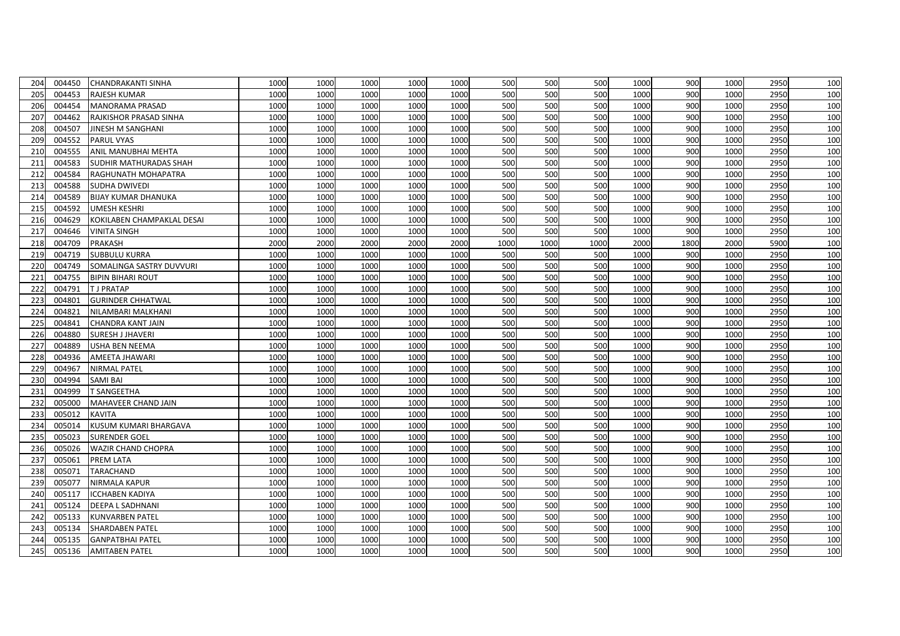|  |  |  |  |  |  |  |  |  |  |  |  |  |  |  |  |
|---|---|---|---|---|---|---|---|---|---|---|---|---|---|---|---|
| 204 | 004450 | CHANDRAKANTI SINHA | 1000 | 1000 | 1000 | 1000 | 1000 | 500 | 500 | 500 | 1000 | 900 | 1000 | 2950 | 100 |
| 205 | 004453 | RAJESH KUMAR | 1000 | 1000 | 1000 | 1000 | 1000 | 500 | 500 | 500 | 1000 | 900 | 1000 | 2950 | 100 |
| 206 | 004454 | MANORAMA PRASAD | 1000 | 1000 | 1000 | 1000 | 1000 | 500 | 500 | 500 | 1000 | 900 | 1000 | 2950 | 100 |
| 207 | 004462 | RAJKISHOR PRASAD SINHA | 1000 | 1000 | 1000 | 1000 | 1000 | 500 | 500 | 500 | 1000 | 900 | 1000 | 2950 | 100 |
| 208 | 004507 | JINESH M SANGHANI | 1000 | 1000 | 1000 | 1000 | 1000 | 500 | 500 | 500 | 1000 | 900 | 1000 | 2950 | 100 |
| 209 | 004552 | PARUL VYAS | 1000 | 1000 | 1000 | 1000 | 1000 | 500 | 500 | 500 | 1000 | 900 | 1000 | 2950 | 100 |
| 210 | 004555 | ANIL MANUBHAI MEHTA | 1000 | 1000 | 1000 | 1000 | 1000 | 500 | 500 | 500 | 1000 | 900 | 1000 | 2950 | 100 |
| 211 | 004583 | SUDHIR MATHURADAS SHAH | 1000 | 1000 | 1000 | 1000 | 1000 | 500 | 500 | 500 | 1000 | 900 | 1000 | 2950 | 100 |
| 212 | 004584 | RAGHUNATH MOHAPATRA | 1000 | 1000 | 1000 | 1000 | 1000 | 500 | 500 | 500 | 1000 | 900 | 1000 | 2950 | 100 |
| 213 | 004588 | SUDHA DWIVEDI | 1000 | 1000 | 1000 | 1000 | 1000 | 500 | 500 | 500 | 1000 | 900 | 1000 | 2950 | 100 |
| 214 | 004589 | BIJAY KUMAR DHANUKA | 1000 | 1000 | 1000 | 1000 | 1000 | 500 | 500 | 500 | 1000 | 900 | 1000 | 2950 | 100 |
| 215 | 004592 | UMESH KESHRI | 1000 | 1000 | 1000 | 1000 | 1000 | 500 | 500 | 500 | 1000 | 900 | 1000 | 2950 | 100 |
| 216 | 004629 | KOKILABEN CHAMPAKLAL DESAI | 1000 | 1000 | 1000 | 1000 | 1000 | 500 | 500 | 500 | 1000 | 900 | 1000 | 2950 | 100 |
| 217 | 004646 | VINITA SINGH | 1000 | 1000 | 1000 | 1000 | 1000 | 500 | 500 | 500 | 1000 | 900 | 1000 | 2950 | 100 |
| 218 | 004709 | PRAKASH | 2000 | 2000 | 2000 | 2000 | 2000 | 1000 | 1000 | 1000 | 2000 | 1800 | 2000 | 5900 | 100 |
| 219 | 004719 | SUBBULU KURRA | 1000 | 1000 | 1000 | 1000 | 1000 | 500 | 500 | 500 | 1000 | 900 | 1000 | 2950 | 100 |
| 220 | 004749 | SOMALINGA SASTRY DUVVURI | 1000 | 1000 | 1000 | 1000 | 1000 | 500 | 500 | 500 | 1000 | 900 | 1000 | 2950 | 100 |
| 221 | 004755 | BIPIN BIHARI ROUT | 1000 | 1000 | 1000 | 1000 | 1000 | 500 | 500 | 500 | 1000 | 900 | 1000 | 2950 | 100 |
| 222 | 004791 | T J PRATAP | 1000 | 1000 | 1000 | 1000 | 1000 | 500 | 500 | 500 | 1000 | 900 | 1000 | 2950 | 100 |
| 223 | 004801 | GURINDER CHHATWAL | 1000 | 1000 | 1000 | 1000 | 1000 | 500 | 500 | 500 | 1000 | 900 | 1000 | 2950 | 100 |
| 224 | 004821 | NILAMBARI MALKHANI | 1000 | 1000 | 1000 | 1000 | 1000 | 500 | 500 | 500 | 1000 | 900 | 1000 | 2950 | 100 |
| 225 | 004841 | CHANDRA KANT JAIN | 1000 | 1000 | 1000 | 1000 | 1000 | 500 | 500 | 500 | 1000 | 900 | 1000 | 2950 | 100 |
| 226 | 004880 | SURESH J JHAVERI | 1000 | 1000 | 1000 | 1000 | 1000 | 500 | 500 | 500 | 1000 | 900 | 1000 | 2950 | 100 |
| 227 | 004889 | USHA BEN NEEMA | 1000 | 1000 | 1000 | 1000 | 1000 | 500 | 500 | 500 | 1000 | 900 | 1000 | 2950 | 100 |
| 228 | 004936 | AMEETA JHAWARI | 1000 | 1000 | 1000 | 1000 | 1000 | 500 | 500 | 500 | 1000 | 900 | 1000 | 2950 | 100 |
| 229 | 004967 | NIRMAL PATEL | 1000 | 1000 | 1000 | 1000 | 1000 | 500 | 500 | 500 | 1000 | 900 | 1000 | 2950 | 100 |
| 230 | 004994 | SAMI BAI | 1000 | 1000 | 1000 | 1000 | 1000 | 500 | 500 | 500 | 1000 | 900 | 1000 | 2950 | 100 |
| 231 | 004999 | T SANGEETHA | 1000 | 1000 | 1000 | 1000 | 1000 | 500 | 500 | 500 | 1000 | 900 | 1000 | 2950 | 100 |
| 232 | 005000 | MAHAVEER CHAND JAIN | 1000 | 1000 | 1000 | 1000 | 1000 | 500 | 500 | 500 | 1000 | 900 | 1000 | 2950 | 100 |
| 233 | 005012 | KAVITA | 1000 | 1000 | 1000 | 1000 | 1000 | 500 | 500 | 500 | 1000 | 900 | 1000 | 2950 | 100 |
| 234 | 005014 | KUSUM KUMARI BHARGAVA | 1000 | 1000 | 1000 | 1000 | 1000 | 500 | 500 | 500 | 1000 | 900 | 1000 | 2950 | 100 |
| 235 | 005023 | SURENDER GOEL | 1000 | 1000 | 1000 | 1000 | 1000 | 500 | 500 | 500 | 1000 | 900 | 1000 | 2950 | 100 |
| 236 | 005026 | WAZIR CHAND CHOPRA | 1000 | 1000 | 1000 | 1000 | 1000 | 500 | 500 | 500 | 1000 | 900 | 1000 | 2950 | 100 |
| 237 | 005061 | PREM LATA | 1000 | 1000 | 1000 | 1000 | 1000 | 500 | 500 | 500 | 1000 | 900 | 1000 | 2950 | 100 |
| 238 | 005071 | TARACHAND | 1000 | 1000 | 1000 | 1000 | 1000 | 500 | 500 | 500 | 1000 | 900 | 1000 | 2950 | 100 |
| 239 | 005077 | NIRMALA KAPUR | 1000 | 1000 | 1000 | 1000 | 1000 | 500 | 500 | 500 | 1000 | 900 | 1000 | 2950 | 100 |
| 240 | 005117 | ICCHABEN KADIYA | 1000 | 1000 | 1000 | 1000 | 1000 | 500 | 500 | 500 | 1000 | 900 | 1000 | 2950 | 100 |
| 241 | 005124 | DEEPA L SADHNANI | 1000 | 1000 | 1000 | 1000 | 1000 | 500 | 500 | 500 | 1000 | 900 | 1000 | 2950 | 100 |
| 242 | 005133 | KUNVARBEN PATEL | 1000 | 1000 | 1000 | 1000 | 1000 | 500 | 500 | 500 | 1000 | 900 | 1000 | 2950 | 100 |
| 243 | 005134 | SHARDABEN PATEL | 1000 | 1000 | 1000 | 1000 | 1000 | 500 | 500 | 500 | 1000 | 900 | 1000 | 2950 | 100 |
| 244 | 005135 | GANPATBHAI PATEL | 1000 | 1000 | 1000 | 1000 | 1000 | 500 | 500 | 500 | 1000 | 900 | 1000 | 2950 | 100 |
| 245 | 005136 | AMITABEN PATEL | 1000 | 1000 | 1000 | 1000 | 1000 | 500 | 500 | 500 | 1000 | 900 | 1000 | 2950 | 100 |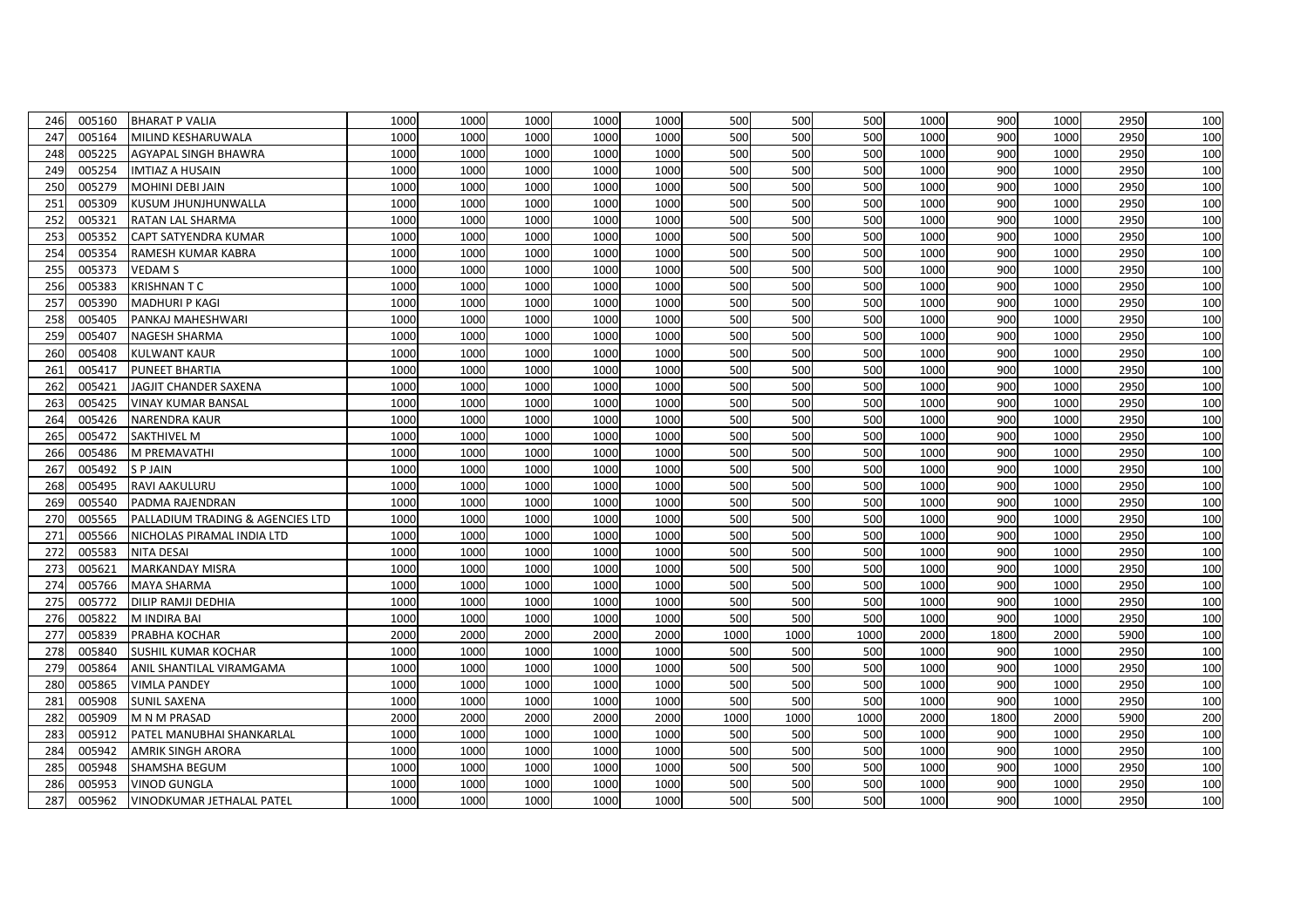| | | | | | | | | | | | | | | |
|---|---|---|---|---|---|---|---|---|---|---|---|---|---|---|
| 246 | 005160 | BHARAT P VALIA | 1000 | 1000 | 1000 | 1000 | 1000 | 500 | 500 | 500 | 1000 | 900 | 1000 | 2950 | 100 |
| 247 | 005164 | MILIND KESHARUWALA | 1000 | 1000 | 1000 | 1000 | 1000 | 500 | 500 | 500 | 1000 | 900 | 1000 | 2950 | 100 |
| 248 | 005225 | AGYAPAL SINGH BHAWRA | 1000 | 1000 | 1000 | 1000 | 1000 | 500 | 500 | 500 | 1000 | 900 | 1000 | 2950 | 100 |
| 249 | 005254 | IMTIAZ A HUSAIN | 1000 | 1000 | 1000 | 1000 | 1000 | 500 | 500 | 500 | 1000 | 900 | 1000 | 2950 | 100 |
| 250 | 005279 | MOHINI DEBI JAIN | 1000 | 1000 | 1000 | 1000 | 1000 | 500 | 500 | 500 | 1000 | 900 | 1000 | 2950 | 100 |
| 251 | 005309 | KUSUM JHUNJHUNWALLA | 1000 | 1000 | 1000 | 1000 | 1000 | 500 | 500 | 500 | 1000 | 900 | 1000 | 2950 | 100 |
| 252 | 005321 | RATAN LAL SHARMA | 1000 | 1000 | 1000 | 1000 | 1000 | 500 | 500 | 500 | 1000 | 900 | 1000 | 2950 | 100 |
| 253 | 005352 | CAPT SATYENDRA KUMAR | 1000 | 1000 | 1000 | 1000 | 1000 | 500 | 500 | 500 | 1000 | 900 | 1000 | 2950 | 100 |
| 254 | 005354 | RAMESH KUMAR KABRA | 1000 | 1000 | 1000 | 1000 | 1000 | 500 | 500 | 500 | 1000 | 900 | 1000 | 2950 | 100 |
| 255 | 005373 | VEDAM S | 1000 | 1000 | 1000 | 1000 | 1000 | 500 | 500 | 500 | 1000 | 900 | 1000 | 2950 | 100 |
| 256 | 005383 | KRISHNAN T C | 1000 | 1000 | 1000 | 1000 | 1000 | 500 | 500 | 500 | 1000 | 900 | 1000 | 2950 | 100 |
| 257 | 005390 | MADHURI P KAGI | 1000 | 1000 | 1000 | 1000 | 1000 | 500 | 500 | 500 | 1000 | 900 | 1000 | 2950 | 100 |
| 258 | 005405 | PANKAJ MAHESHWARI | 1000 | 1000 | 1000 | 1000 | 1000 | 500 | 500 | 500 | 1000 | 900 | 1000 | 2950 | 100 |
| 259 | 005407 | NAGESH SHARMA | 1000 | 1000 | 1000 | 1000 | 1000 | 500 | 500 | 500 | 1000 | 900 | 1000 | 2950 | 100 |
| 260 | 005408 | KULWANT KAUR | 1000 | 1000 | 1000 | 1000 | 1000 | 500 | 500 | 500 | 1000 | 900 | 1000 | 2950 | 100 |
| 261 | 005417 | PUNEET BHARTIA | 1000 | 1000 | 1000 | 1000 | 1000 | 500 | 500 | 500 | 1000 | 900 | 1000 | 2950 | 100 |
| 262 | 005421 | JAGJIT CHANDER SAXENA | 1000 | 1000 | 1000 | 1000 | 1000 | 500 | 500 | 500 | 1000 | 900 | 1000 | 2950 | 100 |
| 263 | 005425 | VINAY KUMAR BANSAL | 1000 | 1000 | 1000 | 1000 | 1000 | 500 | 500 | 500 | 1000 | 900 | 1000 | 2950 | 100 |
| 264 | 005426 | NARENDRA KAUR | 1000 | 1000 | 1000 | 1000 | 1000 | 500 | 500 | 500 | 1000 | 900 | 1000 | 2950 | 100 |
| 265 | 005472 | SAKTHIVEL M | 1000 | 1000 | 1000 | 1000 | 1000 | 500 | 500 | 500 | 1000 | 900 | 1000 | 2950 | 100 |
| 266 | 005486 | M PREMAVATHI | 1000 | 1000 | 1000 | 1000 | 1000 | 500 | 500 | 500 | 1000 | 900 | 1000 | 2950 | 100 |
| 267 | 005492 | S P JAIN | 1000 | 1000 | 1000 | 1000 | 1000 | 500 | 500 | 500 | 1000 | 900 | 1000 | 2950 | 100 |
| 268 | 005495 | RAVI AAKULURU | 1000 | 1000 | 1000 | 1000 | 1000 | 500 | 500 | 500 | 1000 | 900 | 1000 | 2950 | 100 |
| 269 | 005540 | PADMA RAJENDRAN | 1000 | 1000 | 1000 | 1000 | 1000 | 500 | 500 | 500 | 1000 | 900 | 1000 | 2950 | 100 |
| 270 | 005565 | PALLADIUM TRADING & AGENCIES LTD | 1000 | 1000 | 1000 | 1000 | 1000 | 500 | 500 | 500 | 1000 | 900 | 1000 | 2950 | 100 |
| 271 | 005566 | NICHOLAS PIRAMAL INDIA LTD | 1000 | 1000 | 1000 | 1000 | 1000 | 500 | 500 | 500 | 1000 | 900 | 1000 | 2950 | 100 |
| 272 | 005583 | NITA DESAI | 1000 | 1000 | 1000 | 1000 | 1000 | 500 | 500 | 500 | 1000 | 900 | 1000 | 2950 | 100 |
| 273 | 005621 | MARKANDAY MISRA | 1000 | 1000 | 1000 | 1000 | 1000 | 500 | 500 | 500 | 1000 | 900 | 1000 | 2950 | 100 |
| 274 | 005766 | MAYA SHARMA | 1000 | 1000 | 1000 | 1000 | 1000 | 500 | 500 | 500 | 1000 | 900 | 1000 | 2950 | 100 |
| 275 | 005772 | DILIP RAMJI DEDHIA | 1000 | 1000 | 1000 | 1000 | 1000 | 500 | 500 | 500 | 1000 | 900 | 1000 | 2950 | 100 |
| 276 | 005822 | M INDIRA BAI | 1000 | 1000 | 1000 | 1000 | 1000 | 500 | 500 | 500 | 1000 | 900 | 1000 | 2950 | 100 |
| 277 | 005839 | PRABHA KOCHAR | 2000 | 2000 | 2000 | 2000 | 2000 | 1000 | 1000 | 1000 | 2000 | 1800 | 2000 | 5900 | 100 |
| 278 | 005840 | SUSHIL KUMAR KOCHAR | 1000 | 1000 | 1000 | 1000 | 1000 | 500 | 500 | 500 | 1000 | 900 | 1000 | 2950 | 100 |
| 279 | 005864 | ANIL SHANTILAL VIRAMGAMA | 1000 | 1000 | 1000 | 1000 | 1000 | 500 | 500 | 500 | 1000 | 900 | 1000 | 2950 | 100 |
| 280 | 005865 | VIMLA PANDEY | 1000 | 1000 | 1000 | 1000 | 1000 | 500 | 500 | 500 | 1000 | 900 | 1000 | 2950 | 100 |
| 281 | 005908 | SUNIL SAXENA | 1000 | 1000 | 1000 | 1000 | 1000 | 500 | 500 | 500 | 1000 | 900 | 1000 | 2950 | 100 |
| 282 | 005909 | M N M PRASAD | 2000 | 2000 | 2000 | 2000 | 2000 | 1000 | 1000 | 1000 | 2000 | 1800 | 2000 | 5900 | 200 |
| 283 | 005912 | PATEL MANUBHAI SHANKARLAL | 1000 | 1000 | 1000 | 1000 | 1000 | 500 | 500 | 500 | 1000 | 900 | 1000 | 2950 | 100 |
| 284 | 005942 | AMRIK SINGH ARORA | 1000 | 1000 | 1000 | 1000 | 1000 | 500 | 500 | 500 | 1000 | 900 | 1000 | 2950 | 100 |
| 285 | 005948 | SHAMSHA BEGUM | 1000 | 1000 | 1000 | 1000 | 1000 | 500 | 500 | 500 | 1000 | 900 | 1000 | 2950 | 100 |
| 286 | 005953 | VINOD GUNGLA | 1000 | 1000 | 1000 | 1000 | 1000 | 500 | 500 | 500 | 1000 | 900 | 1000 | 2950 | 100 |
| 287 | 005962 | VINODKUMAR JETHALAL PATEL | 1000 | 1000 | 1000 | 1000 | 1000 | 500 | 500 | 500 | 1000 | 900 | 1000 | 2950 | 100 |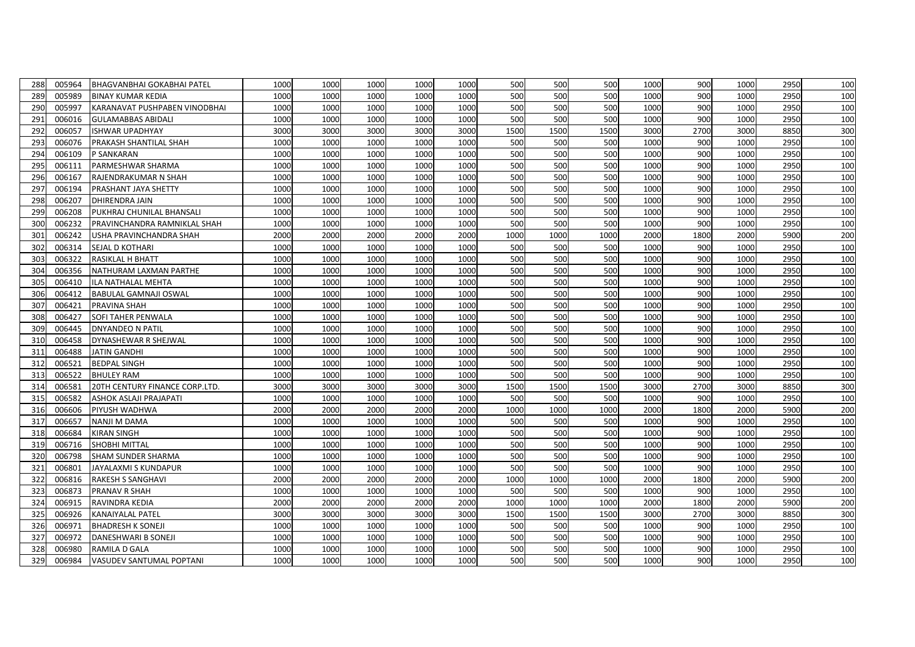| | | | | | | | | | | | | | | |
|---|---|---|---|---|---|---|---|---|---|---|---|---|---|---|
| 288 | 005964 | BHAGVANBHAI GOKABHAI PATEL | 1000 | 1000 | 1000 | 1000 | 1000 | 500 | 500 | 500 | 1000 | 900 | 1000 | 2950 | 100 |
| 289 | 005989 | BINAY KUMAR KEDIA | 1000 | 1000 | 1000 | 1000 | 1000 | 500 | 500 | 500 | 1000 | 900 | 1000 | 2950 | 100 |
| 290 | 005997 | KARANAVAT PUSHPABEN VINODBHAI | 1000 | 1000 | 1000 | 1000 | 1000 | 500 | 500 | 500 | 1000 | 900 | 1000 | 2950 | 100 |
| 291 | 006016 | GULAMABBAS ABIDALI | 1000 | 1000 | 1000 | 1000 | 1000 | 500 | 500 | 500 | 1000 | 900 | 1000 | 2950 | 100 |
| 292 | 006057 | ISHWAR UPADHYAY | 3000 | 3000 | 3000 | 3000 | 3000 | 1500 | 1500 | 1500 | 3000 | 2700 | 3000 | 8850 | 300 |
| 293 | 006076 | PRAKASH SHANTILAL SHAH | 1000 | 1000 | 1000 | 1000 | 1000 | 500 | 500 | 500 | 1000 | 900 | 1000 | 2950 | 100 |
| 294 | 006109 | P SANKARAN | 1000 | 1000 | 1000 | 1000 | 1000 | 500 | 500 | 500 | 1000 | 900 | 1000 | 2950 | 100 |
| 295 | 006111 | PARMESHWAR SHARMA | 1000 | 1000 | 1000 | 1000 | 1000 | 500 | 500 | 500 | 1000 | 900 | 1000 | 2950 | 100 |
| 296 | 006167 | RAJENDRAKUMAR N SHAH | 1000 | 1000 | 1000 | 1000 | 1000 | 500 | 500 | 500 | 1000 | 900 | 1000 | 2950 | 100 |
| 297 | 006194 | PRASHANT JAYA SHETTY | 1000 | 1000 | 1000 | 1000 | 1000 | 500 | 500 | 500 | 1000 | 900 | 1000 | 2950 | 100 |
| 298 | 006207 | DHIRENDRA JAIN | 1000 | 1000 | 1000 | 1000 | 1000 | 500 | 500 | 500 | 1000 | 900 | 1000 | 2950 | 100 |
| 299 | 006208 | PUKHRAJ CHUNILAL BHANSALI | 1000 | 1000 | 1000 | 1000 | 1000 | 500 | 500 | 500 | 1000 | 900 | 1000 | 2950 | 100 |
| 300 | 006232 | PRAVINCHANDRA RAMNIKLAL SHAH | 1000 | 1000 | 1000 | 1000 | 1000 | 500 | 500 | 500 | 1000 | 900 | 1000 | 2950 | 100 |
| 301 | 006242 | USHA PRAVINCHANDRA SHAH | 2000 | 2000 | 2000 | 2000 | 2000 | 1000 | 1000 | 1000 | 2000 | 1800 | 2000 | 5900 | 200 |
| 302 | 006314 | SEJAL D KOTHARI | 1000 | 1000 | 1000 | 1000 | 1000 | 500 | 500 | 500 | 1000 | 900 | 1000 | 2950 | 100 |
| 303 | 006322 | RASIKLAL H BHATT | 1000 | 1000 | 1000 | 1000 | 1000 | 500 | 500 | 500 | 1000 | 900 | 1000 | 2950 | 100 |
| 304 | 006356 | NATHURAM LAXMAN PARTHE | 1000 | 1000 | 1000 | 1000 | 1000 | 500 | 500 | 500 | 1000 | 900 | 1000 | 2950 | 100 |
| 305 | 006410 | ILA NATHALAL MEHTA | 1000 | 1000 | 1000 | 1000 | 1000 | 500 | 500 | 500 | 1000 | 900 | 1000 | 2950 | 100 |
| 306 | 006412 | BABULAL GAMNAJI OSWAL | 1000 | 1000 | 1000 | 1000 | 1000 | 500 | 500 | 500 | 1000 | 900 | 1000 | 2950 | 100 |
| 307 | 006421 | PRAVINA SHAH | 1000 | 1000 | 1000 | 1000 | 1000 | 500 | 500 | 500 | 1000 | 900 | 1000 | 2950 | 100 |
| 308 | 006427 | SOFI TAHER PENWALA | 1000 | 1000 | 1000 | 1000 | 1000 | 500 | 500 | 500 | 1000 | 900 | 1000 | 2950 | 100 |
| 309 | 006445 | DNYANDEO N PATIL | 1000 | 1000 | 1000 | 1000 | 1000 | 500 | 500 | 500 | 1000 | 900 | 1000 | 2950 | 100 |
| 310 | 006458 | DYNASHEWAR R SHEJWAL | 1000 | 1000 | 1000 | 1000 | 1000 | 500 | 500 | 500 | 1000 | 900 | 1000 | 2950 | 100 |
| 311 | 006488 | JATIN GANDHI | 1000 | 1000 | 1000 | 1000 | 1000 | 500 | 500 | 500 | 1000 | 900 | 1000 | 2950 | 100 |
| 312 | 006521 | BEDPAL SINGH | 1000 | 1000 | 1000 | 1000 | 1000 | 500 | 500 | 500 | 1000 | 900 | 1000 | 2950 | 100 |
| 313 | 006522 | BHULEY RAM | 1000 | 1000 | 1000 | 1000 | 1000 | 500 | 500 | 500 | 1000 | 900 | 1000 | 2950 | 100 |
| 314 | 006581 | 20TH CENTURY FINANCE CORP.LTD. | 3000 | 3000 | 3000 | 3000 | 3000 | 1500 | 1500 | 1500 | 3000 | 2700 | 3000 | 8850 | 300 |
| 315 | 006582 | ASHOK ASLAJI PRAJAPATI | 1000 | 1000 | 1000 | 1000 | 1000 | 500 | 500 | 500 | 1000 | 900 | 1000 | 2950 | 100 |
| 316 | 006606 | PIYUSH WADHWA | 2000 | 2000 | 2000 | 2000 | 2000 | 1000 | 1000 | 1000 | 2000 | 1800 | 2000 | 5900 | 200 |
| 317 | 006657 | NANJI M DAMA | 1000 | 1000 | 1000 | 1000 | 1000 | 500 | 500 | 500 | 1000 | 900 | 1000 | 2950 | 100 |
| 318 | 006684 | KIRAN SINGH | 1000 | 1000 | 1000 | 1000 | 1000 | 500 | 500 | 500 | 1000 | 900 | 1000 | 2950 | 100 |
| 319 | 006716 | SHOBHI MITTAL | 1000 | 1000 | 1000 | 1000 | 1000 | 500 | 500 | 500 | 1000 | 900 | 1000 | 2950 | 100 |
| 320 | 006798 | SHAM SUNDER SHARMA | 1000 | 1000 | 1000 | 1000 | 1000 | 500 | 500 | 500 | 1000 | 900 | 1000 | 2950 | 100 |
| 321 | 006801 | JAYALAXMI S KUNDAPUR | 1000 | 1000 | 1000 | 1000 | 1000 | 500 | 500 | 500 | 1000 | 900 | 1000 | 2950 | 100 |
| 322 | 006816 | RAKESH S SANGHAVI | 2000 | 2000 | 2000 | 2000 | 2000 | 1000 | 1000 | 1000 | 2000 | 1800 | 2000 | 5900 | 200 |
| 323 | 006873 | PRANAV R SHAH | 1000 | 1000 | 1000 | 1000 | 1000 | 500 | 500 | 500 | 1000 | 900 | 1000 | 2950 | 100 |
| 324 | 006915 | RAVINDRA KEDIA | 2000 | 2000 | 2000 | 2000 | 2000 | 1000 | 1000 | 1000 | 2000 | 1800 | 2000 | 5900 | 200 |
| 325 | 006926 | KANAIYALAL PATEL | 3000 | 3000 | 3000 | 3000 | 3000 | 1500 | 1500 | 1500 | 3000 | 2700 | 3000 | 8850 | 300 |
| 326 | 006971 | BHADRESH K SONEJI | 1000 | 1000 | 1000 | 1000 | 1000 | 500 | 500 | 500 | 1000 | 900 | 1000 | 2950 | 100 |
| 327 | 006972 | DANESHWARI B SONEJI | 1000 | 1000 | 1000 | 1000 | 1000 | 500 | 500 | 500 | 1000 | 900 | 1000 | 2950 | 100 |
| 328 | 006980 | RAMILA D GALA | 1000 | 1000 | 1000 | 1000 | 1000 | 500 | 500 | 500 | 1000 | 900 | 1000 | 2950 | 100 |
| 329 | 006984 | VASUDEV SANTUMAL POPTANI | 1000 | 1000 | 1000 | 1000 | 1000 | 500 | 500 | 500 | 1000 | 900 | 1000 | 2950 | 100 |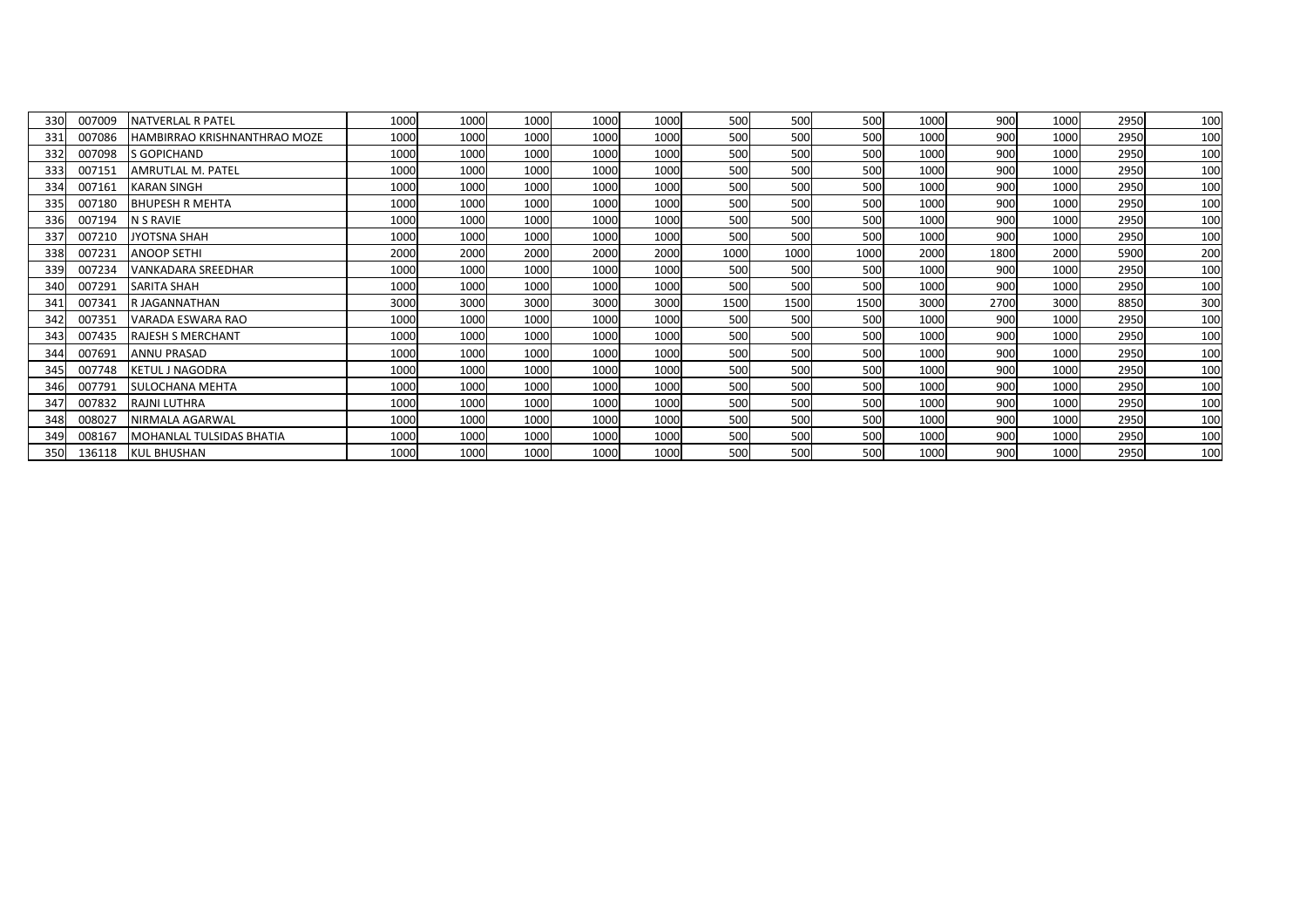| | | | | | | | | | | | | | | | |
|---|---|---|---|---|---|---|---|---|---|---|---|---|---|---|---|
| 330 | 007009 | NATVERLAL R PATEL | 1000 | 1000 | 1000 | 1000 | 1000 | 500 | 500 | 500 | 1000 | 900 | 1000 | 2950 | 100 |
| 331 | 007086 | HAMBIRRAO KRISHNANTHRAO MOZE | 1000 | 1000 | 1000 | 1000 | 1000 | 500 | 500 | 500 | 1000 | 900 | 1000 | 2950 | 100 |
| 332 | 007098 | S GOPICHAND | 1000 | 1000 | 1000 | 1000 | 1000 | 500 | 500 | 500 | 1000 | 900 | 1000 | 2950 | 100 |
| 333 | 007151 | AMRUTLAL M. PATEL | 1000 | 1000 | 1000 | 1000 | 1000 | 500 | 500 | 500 | 1000 | 900 | 1000 | 2950 | 100 |
| 334 | 007161 | KARAN SINGH | 1000 | 1000 | 1000 | 1000 | 1000 | 500 | 500 | 500 | 1000 | 900 | 1000 | 2950 | 100 |
| 335 | 007180 | BHUPESH R MEHTA | 1000 | 1000 | 1000 | 1000 | 1000 | 500 | 500 | 500 | 1000 | 900 | 1000 | 2950 | 100 |
| 336 | 007194 | N S RAVIE | 1000 | 1000 | 1000 | 1000 | 1000 | 500 | 500 | 500 | 1000 | 900 | 1000 | 2950 | 100 |
| 337 | 007210 | JYOTSNA SHAH | 1000 | 1000 | 1000 | 1000 | 1000 | 500 | 500 | 500 | 1000 | 900 | 1000 | 2950 | 100 |
| 338 | 007231 | ANOOP SETHI | 2000 | 2000 | 2000 | 2000 | 2000 | 1000 | 1000 | 1000 | 2000 | 1800 | 2000 | 5900 | 200 |
| 339 | 007234 | VANKADARA SREEDHAR | 1000 | 1000 | 1000 | 1000 | 1000 | 500 | 500 | 500 | 1000 | 900 | 1000 | 2950 | 100 |
| 340 | 007291 | SARITA SHAH | 1000 | 1000 | 1000 | 1000 | 1000 | 500 | 500 | 500 | 1000 | 900 | 1000 | 2950 | 100 |
| 341 | 007341 | R JAGANNATHAN | 3000 | 3000 | 3000 | 3000 | 3000 | 1500 | 1500 | 1500 | 3000 | 2700 | 3000 | 8850 | 300 |
| 342 | 007351 | VARADA ESWARA RAO | 1000 | 1000 | 1000 | 1000 | 1000 | 500 | 500 | 500 | 1000 | 900 | 1000 | 2950 | 100 |
| 343 | 007435 | RAJESH S MERCHANT | 1000 | 1000 | 1000 | 1000 | 1000 | 500 | 500 | 500 | 1000 | 900 | 1000 | 2950 | 100 |
| 344 | 007691 | ANNU PRASAD | 1000 | 1000 | 1000 | 1000 | 1000 | 500 | 500 | 500 | 1000 | 900 | 1000 | 2950 | 100 |
| 345 | 007748 | KETUL J NAGODRA | 1000 | 1000 | 1000 | 1000 | 1000 | 500 | 500 | 500 | 1000 | 900 | 1000 | 2950 | 100 |
| 346 | 007791 | SULOCHANA MEHTA | 1000 | 1000 | 1000 | 1000 | 1000 | 500 | 500 | 500 | 1000 | 900 | 1000 | 2950 | 100 |
| 347 | 007832 | RAJNI LUTHRA | 1000 | 1000 | 1000 | 1000 | 1000 | 500 | 500 | 500 | 1000 | 900 | 1000 | 2950 | 100 |
| 348 | 008027 | NIRMALA AGARWAL | 1000 | 1000 | 1000 | 1000 | 1000 | 500 | 500 | 500 | 1000 | 900 | 1000 | 2950 | 100 |
| 349 | 008167 | MOHANLAL TULSIDAS BHATIA | 1000 | 1000 | 1000 | 1000 | 1000 | 500 | 500 | 500 | 1000 | 900 | 1000 | 2950 | 100 |
| 350 | 136118 | KUL BHUSHAN | 1000 | 1000 | 1000 | 1000 | 1000 | 500 | 500 | 500 | 1000 | 900 | 1000 | 2950 | 100 |